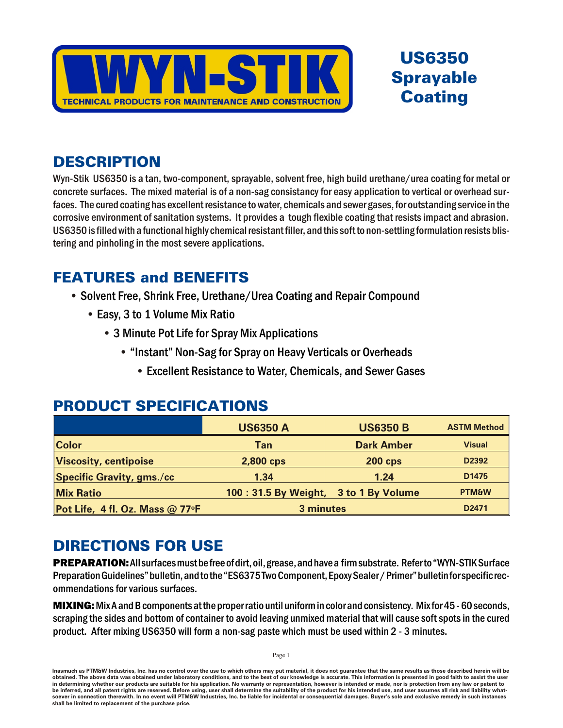# WYN-STIK

TECHNICAL PRODUCTS FOR MAINTENANCE AND CONSTRUCTION

# US6350 Sprayable Coating

## DESCRIPTION

Wyn-Stik US6350 is a tan, two-component, sprayable, solvent free, high build urethane/urea coating for metal or concrete surfaces. The mixed material is of a non-sag consistancy for easy application to vertical or overhead surfaces. The cured coating has excellent resistance to water, chemicals and sewer gases, for outstanding service in the corrosive environment of sanitation systems. It provides a tough flexible coating that resists impact and abrasion. US6350 is filled with a functional highly chemical resistant filler, and this soft to non-settling formulation resists blistering and pinholing in the most severe applications.

## FEATURES and BENEFITS

- Solvent Free, Shrink Free, Urethane/Urea Coating and Repair Compound
- Easy, 3 to 1 Volume Mix Ratio
- 3 Minute Pot Life for Spray Mix Applications
- "Instant" Non-Sag for Spray on Heavy Verticals or Overheads
- Excellent Resistance to Water, Chemicals, and Sewer Gases

## PRODUCT SPECIFICATIONS

| | US6350 A | US6350 B | ASTM Method |
|---|---|---|---|
| Color | Tan | Dark Amber | Visual |
| Viscosity, centipoise | 2,800 cps | 200 cps | D2392 |
| Specific Gravity, gms./cc | 1.34 | 1.24 | D1475 |
| Mix Ratio | 100 : 31.5 By Weight, | 3 to 1 By Volume | PTM&W |
| Pot Life, 4 fl. Oz. Mass @ 77°F | 3 minutes | | D2471 |

## DIRECTIONS FOR USE

**PREPARATION:** All surfaces must be free of dirt, oil, grease, and have a firm substrate. Refer to "WYN-STIK Surface Preparation Guidelines" bulletin, and to the "ES6375 Two Component, Epoxy Sealer / Primer" bulletin for specific recommendations for various surfaces.

**MIXING:** Mix A and B components at the proper ratio until uniform in color and consistency. Mix for 45 - 60 seconds, scraping the sides and bottom of container to avoid leaving unmixed material that will cause soft spots in the cured product. After mixing US6350 will form a non-sag paste which must be used within 2 - 3 minutes.

Inasmuch as PTM&W Industries, Inc. has no control over the use to which others may put material, it does not guarantee that the same results as those described herein will be obtained. The above data was obtained under laboratory conditions, and to the best of our knowledge is accurate. This information is presented in good faith to assist the user in determining whether our products are suitable for his application. No warranty or representation, however is intended or made, nor is protection from any law or patent to be inferred, and all patent rights are reserved. Before using, user shall determine the suitability of the product for his intended use, and user assumes all risk and liability whatsoever in connection therewith. In no event will PTM&W Industries, Inc. be liable for incidental or consequential damages. Buyer's sole and exclusive remedy in such instances shall be limited to replacement of the purchase price.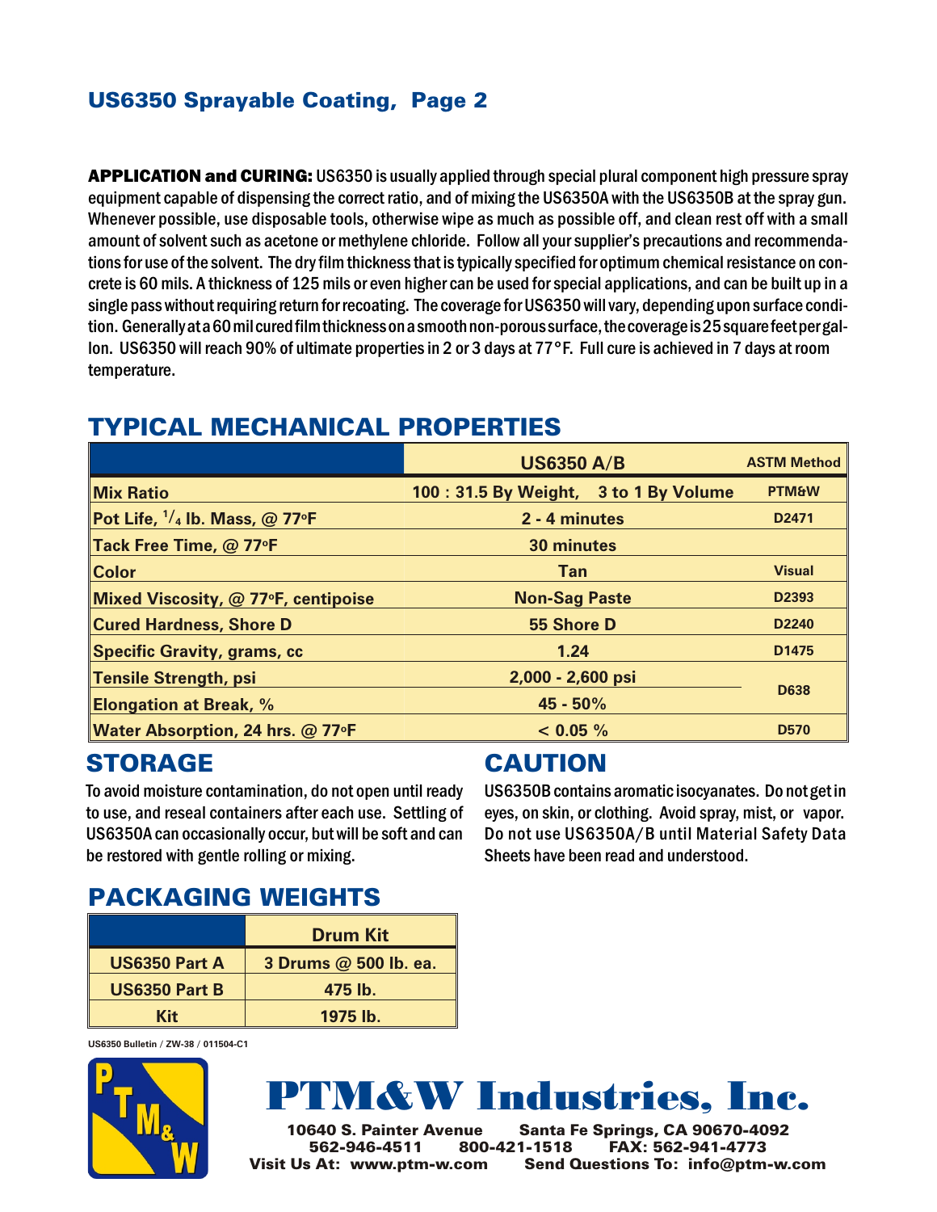## US6350 Sprayable Coating, Page 2

**APPLICATION and CURING:** US6350 is usually applied through special plural component high pressure spray equipment capable of dispensing the correct ratio, and of mixing the US6350A with the US6350B at the spray gun. Whenever possible, use disposable tools, otherwise wipe as much as possible off, and clean rest off with a small amount of solvent such as acetone or methylene chloride. Follow all your supplier's precautions and recommendations for use of the solvent. The dry film thickness that is typically specified for optimum chemical resistance on concrete is 60 mils. A thickness of 125 mils or even higher can be used for special applications, and can be built up in a single pass without requiring return for recoating. The coverage for US6350 will vary, depending upon surface condition. Generally at a 60 mil cured film thickness on a smooth non-porous surface, the coverage is 25 square feet per gallon. US6350 will reach 90% of ultimate properties in 2 or 3 days at 77°F. Full cure is achieved in 7 days at room temperature.

## TYPICAL MECHANICAL PROPERTIES

| | US6350 A/B | ASTM Method |
|---|---|---|
| Mix Ratio | 100 : 31.5 By Weight, 3 to 1 By Volume | PTM&W |
| Pot Life, 1/4 lb. Mass, @ 77°F | 2 - 4 minutes | D2471 |
| Tack Free Time, @ 77°F | 30 minutes | |
| Color | Tan | Visual |
| Mixed Viscosity, @ 77°F, centipoise | Non-Sag Paste | D2393 |
| Cured Hardness, Shore D | 55 Shore D | D2240 |
| Specific Gravity, grams, cc | 1.24 | D1475 |
| Tensile Strength, psi | 2,000 - 2,600 psi | D638 |
| Elongation at Break, % | 45 - 50% | D638 |
| Water Absorption, 24 hrs. @ 77°F | < 0.05 % | D570 |

## STORAGE

To avoid moisture contamination, do not open until ready to use, and reseal containers after each use. Settling of US6350A can occasionally occur, but will be soft and can be restored with gentle rolling or mixing.

## CAUTION

US6350B contains aromatic isocyanates. Do not get in eyes, on skin, or clothing. Avoid spray, mist, or vapor. Do not use US6350A/B until Material Safety Data Sheets have been read and understood.

## PACKAGING WEIGHTS

| | Drum Kit |
|---|---|
| US6350 Part A | 3 Drums @ 500 lb. ea. |
| US6350 Part B | 475 lb. |
| Kit | 1975 lb. |

US6350 Bulletin / ZW-38 / 011504-C1

**PTM&W Industries, Inc.**

10640 S. Painter Avenue Santa Fe Springs, CA 90670-4092
562-946-4511 800-421-1518 FAX: 562-941-4773
Visit Us At: www.ptm-w.com Send Questions To: info@ptm-w.com